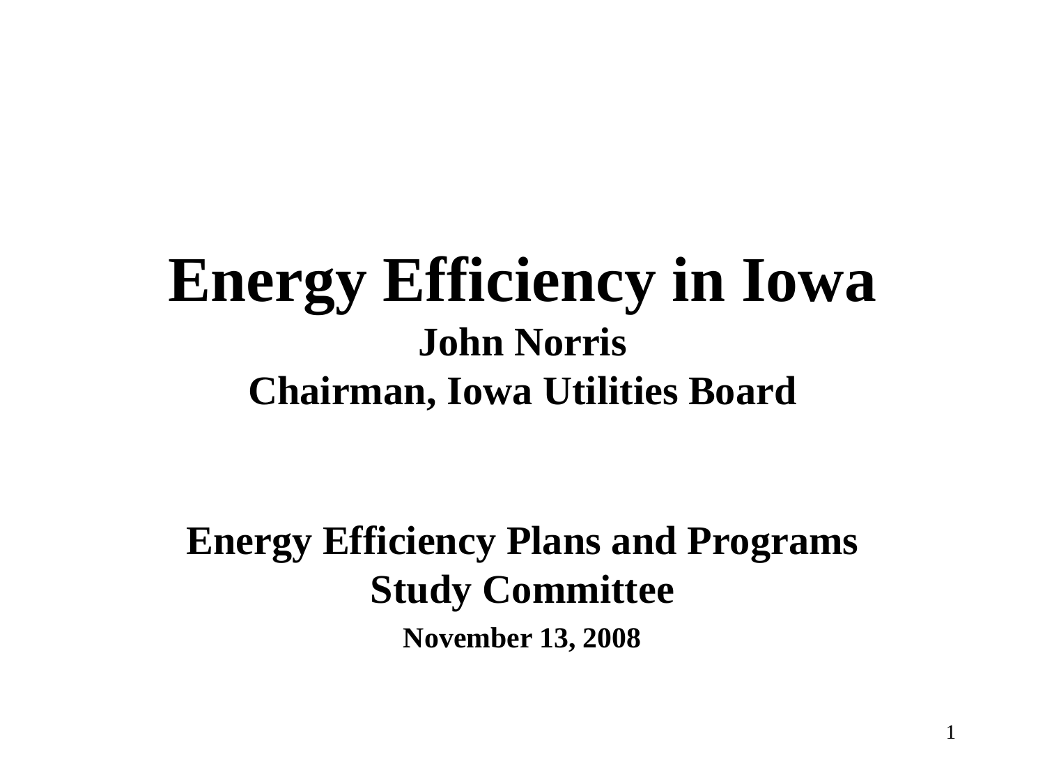# Energy Efficiency in Iowa

**John Norris**
**Chairman, Iowa Utilities Board**

**Energy Efficiency Plans and Programs Study Committee**

**November 13, 2008**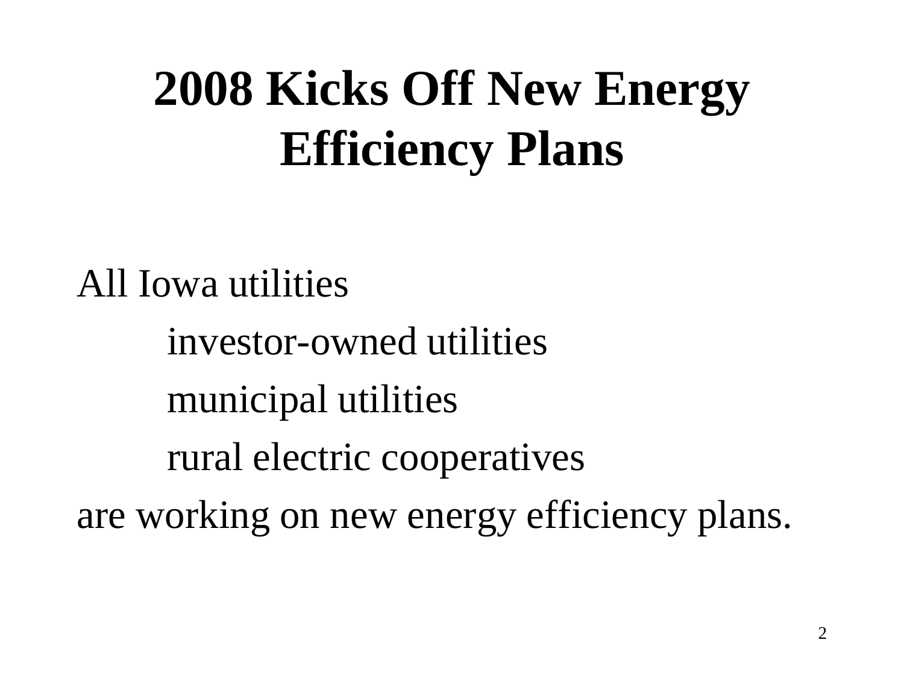# 2008 Kicks Off New Energy Efficiency Plans

All Iowa utilities

- investor-owned utilities
- municipal utilities
- rural electric cooperatives

are working on new energy efficiency plans.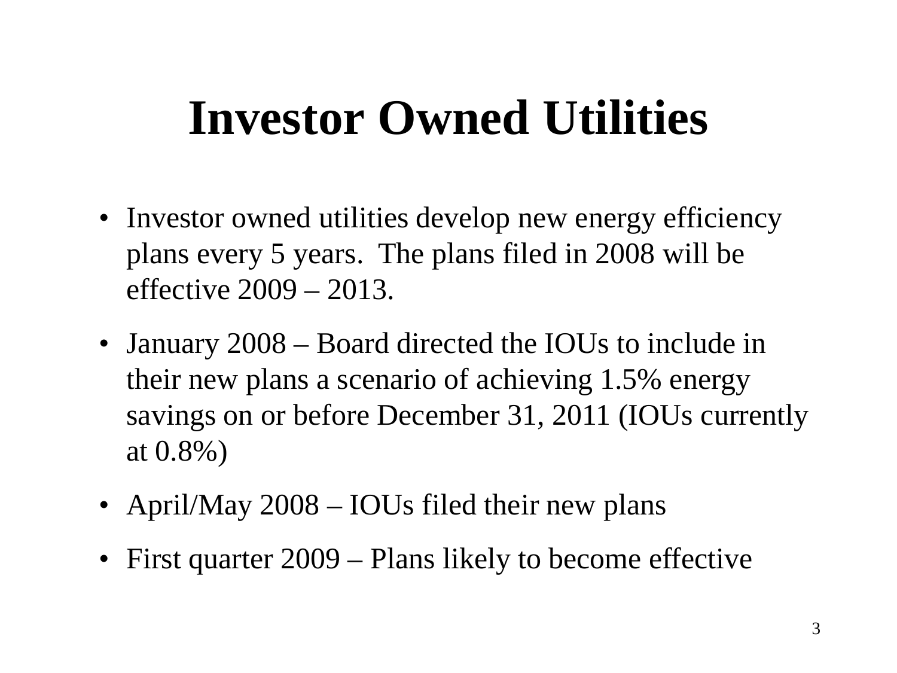# Investor Owned Utilities

- Investor owned utilities develop new energy efficiency plans every 5 years. The plans filed in 2008 will be effective 2009 – 2013.
- January 2008 – Board directed the IOUs to include in their new plans a scenario of achieving 1.5% energy savings on or before December 31, 2011 (IOUs currently at 0.8%)
- April/May 2008 – IOUs filed their new plans
- First quarter 2009 – Plans likely to become effective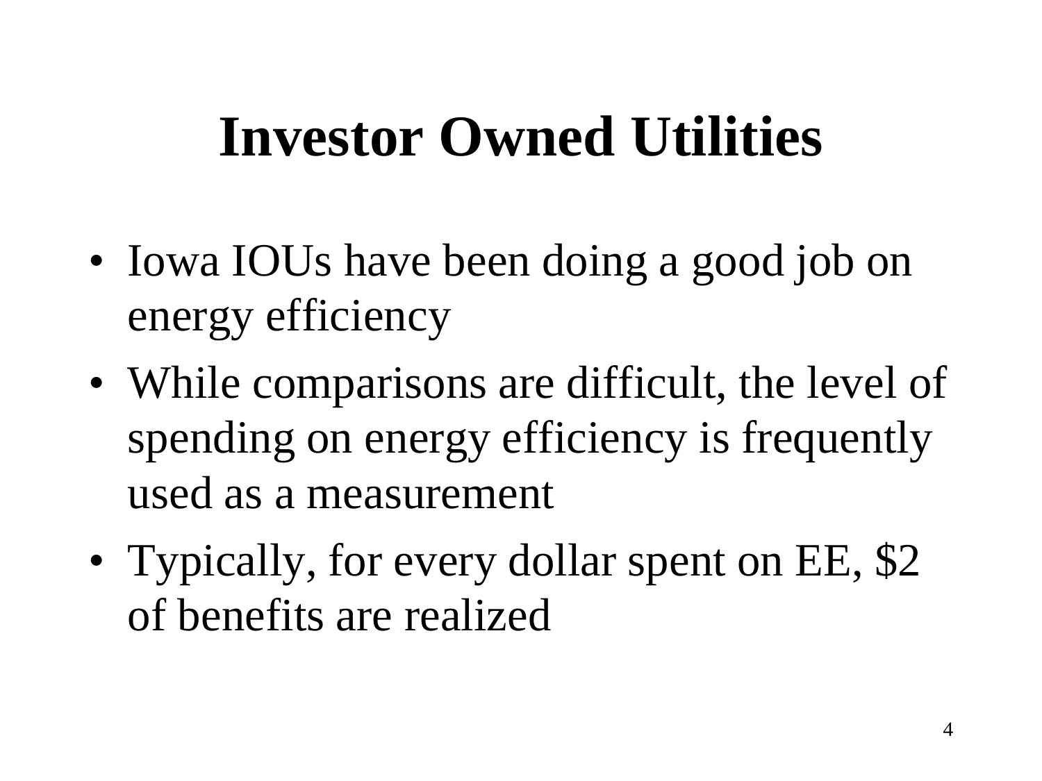# Investor Owned Utilities

- Iowa IOUs have been doing a good job on energy efficiency
- While comparisons are difficult, the level of spending on energy efficiency is frequently used as a measurement
- Typically, for every dollar spent on EE, $2 of benefits are realized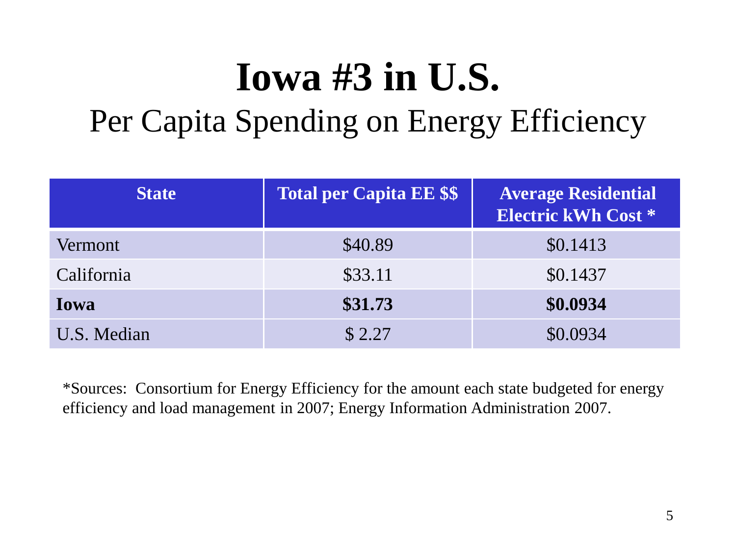# Iowa #3 in U.S.

## Per Capita Spending on Energy Efficiency

| State | Total per Capita EE $$ | Average Residential Electric kWh Cost * |
|---|---|---|
| Vermont | $40.89 | $0.1413 |
| California | $33.11 | $0.1437 |
| **Iowa** | **$31.73** | **$0.0934** |
| U.S. Median | $ 2.27 | $0.0934 |

*Sources: Consortium for Energy Efficiency for the amount each state budgeted for energy efficiency and load management in 2007; Energy Information Administration 2007.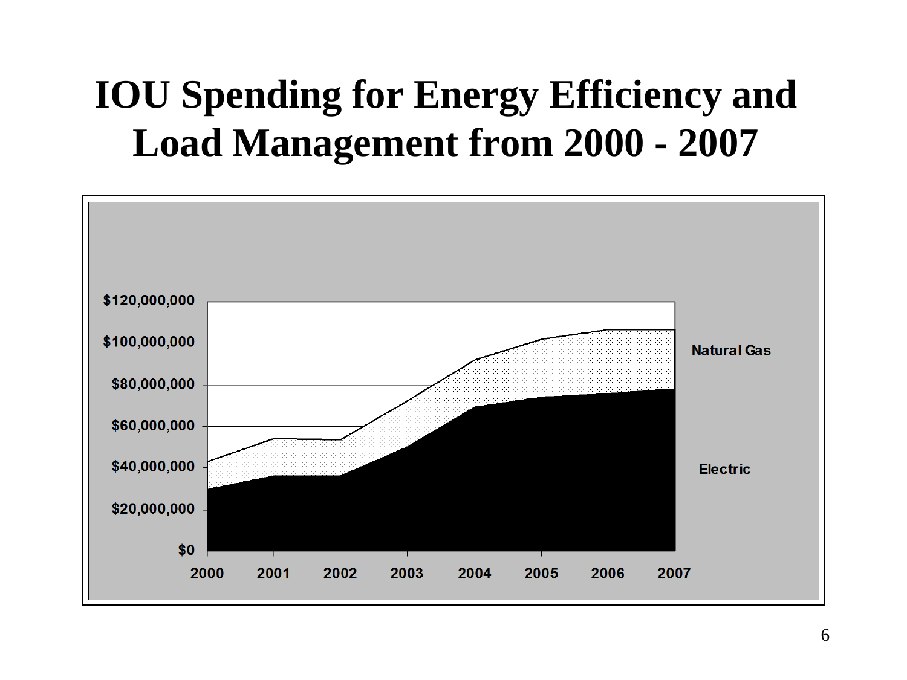# IOU Spending for Energy Efficiency and Load Management from 2000 - 2007

$120,000,000

$100,000,000

$80,000,000

$60,000,000

$40,000,000

$20,000,000

$0

2000 2001 2002 2003 2004 2005 2006 2007

Natural Gas

Electric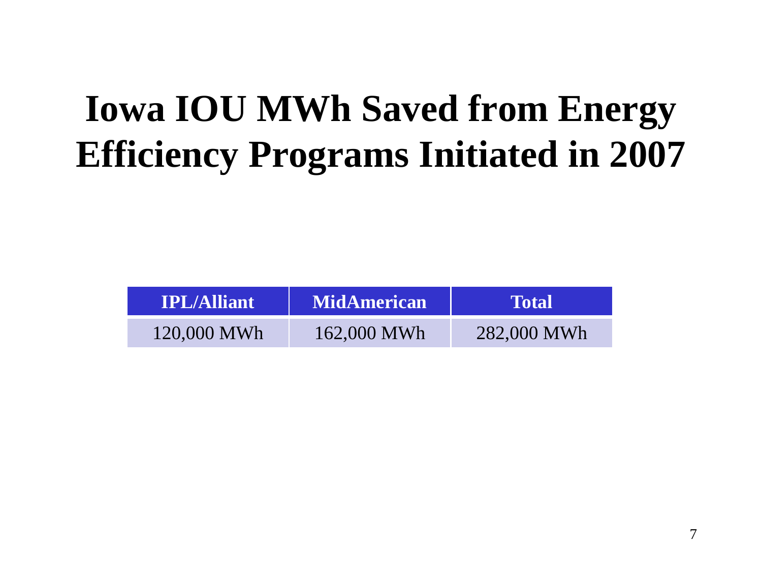# Iowa IOU MWh Saved from Energy Efficiency Programs Initiated in 2007

| IPL/Alliant | MidAmerican | Total |
|---|---|---|
| 120,000 MWh | 162,000 MWh | 282,000 MWh |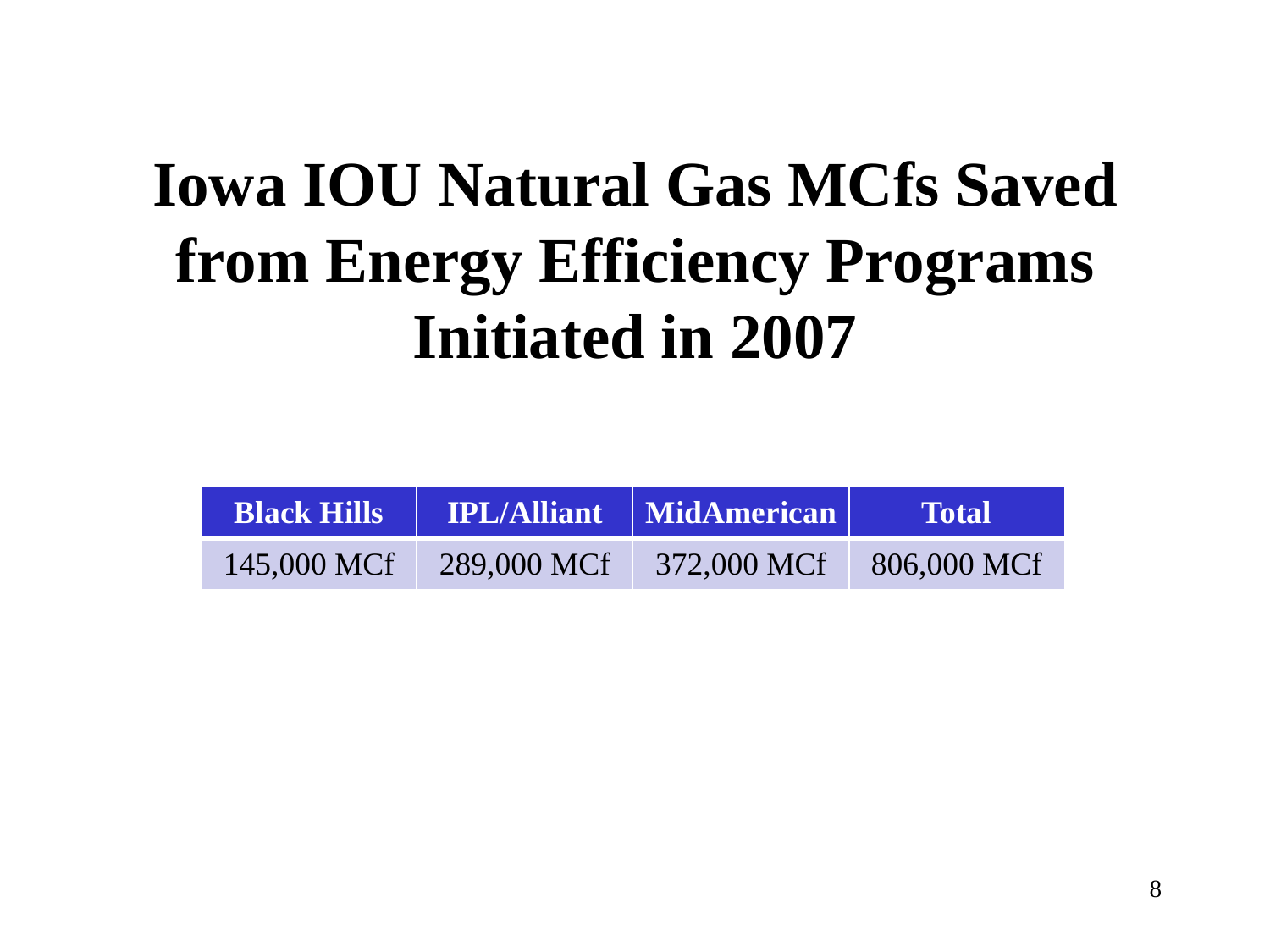# Iowa IOU Natural Gas MCfs Saved from Energy Efficiency Programs Initiated in 2007

| Black Hills | IPL/Alliant | MidAmerican | Total |
|---|---|---|---|
| 145,000 MCf | 289,000 MCf | 372,000 MCf | 806,000 MCf |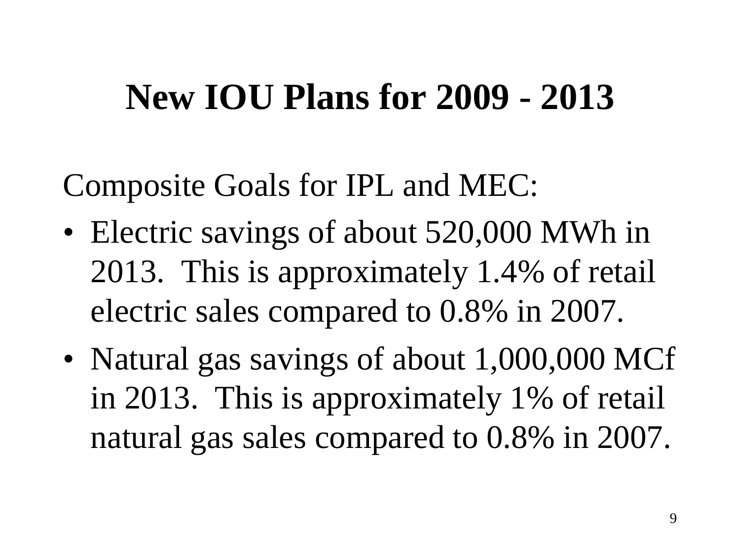# New IOU Plans for 2009 - 2013

Composite Goals for IPL and MEC:

- Electric savings of about 520,000 MWh in 2013. This is approximately 1.4% of retail electric sales compared to 0.8% in 2007.
- Natural gas savings of about 1,000,000 MCf in 2013. This is approximately 1% of retail natural gas sales compared to 0.8% in 2007.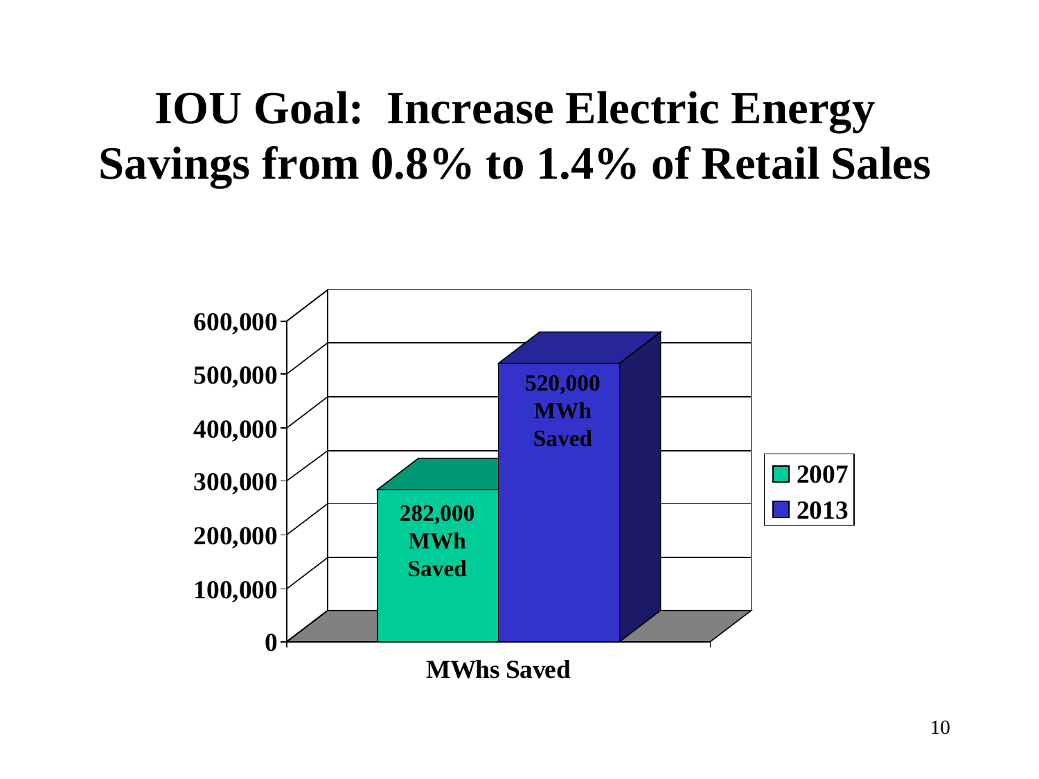# IOU Goal: Increase Electric Energy Savings from 0.8% to 1.4% of Retail Sales

| | 2007 | 2013 |
|---|---|---|
| MWhs Saved | 282,000 MWh Saved | 520,000 MWh Saved |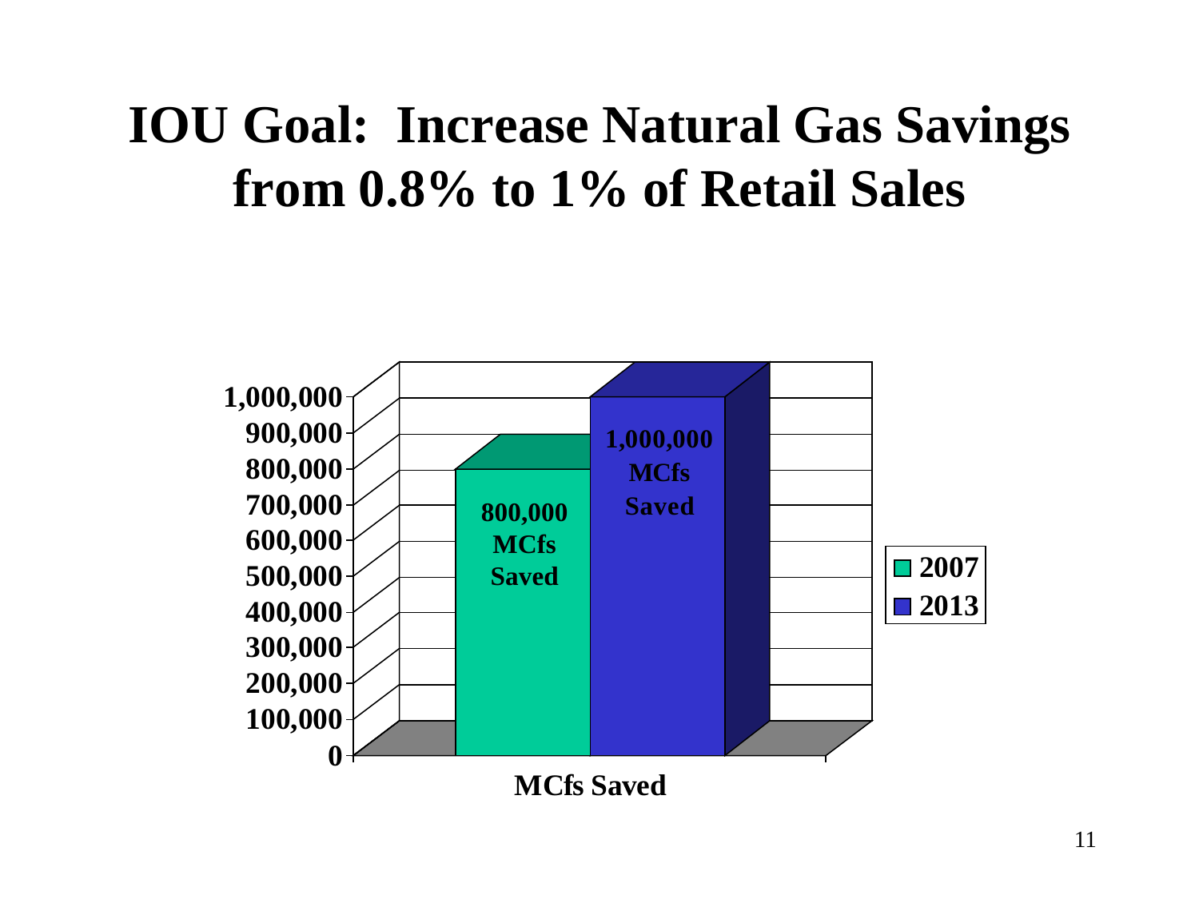# IOU Goal: Increase Natural Gas Savings from 0.8% to 1% of Retail Sales

| | 2007 | 2013 |
|---|---|---|
| MCfs Saved | 800,000 MCfs Saved | 1,000,000 MCfs Saved |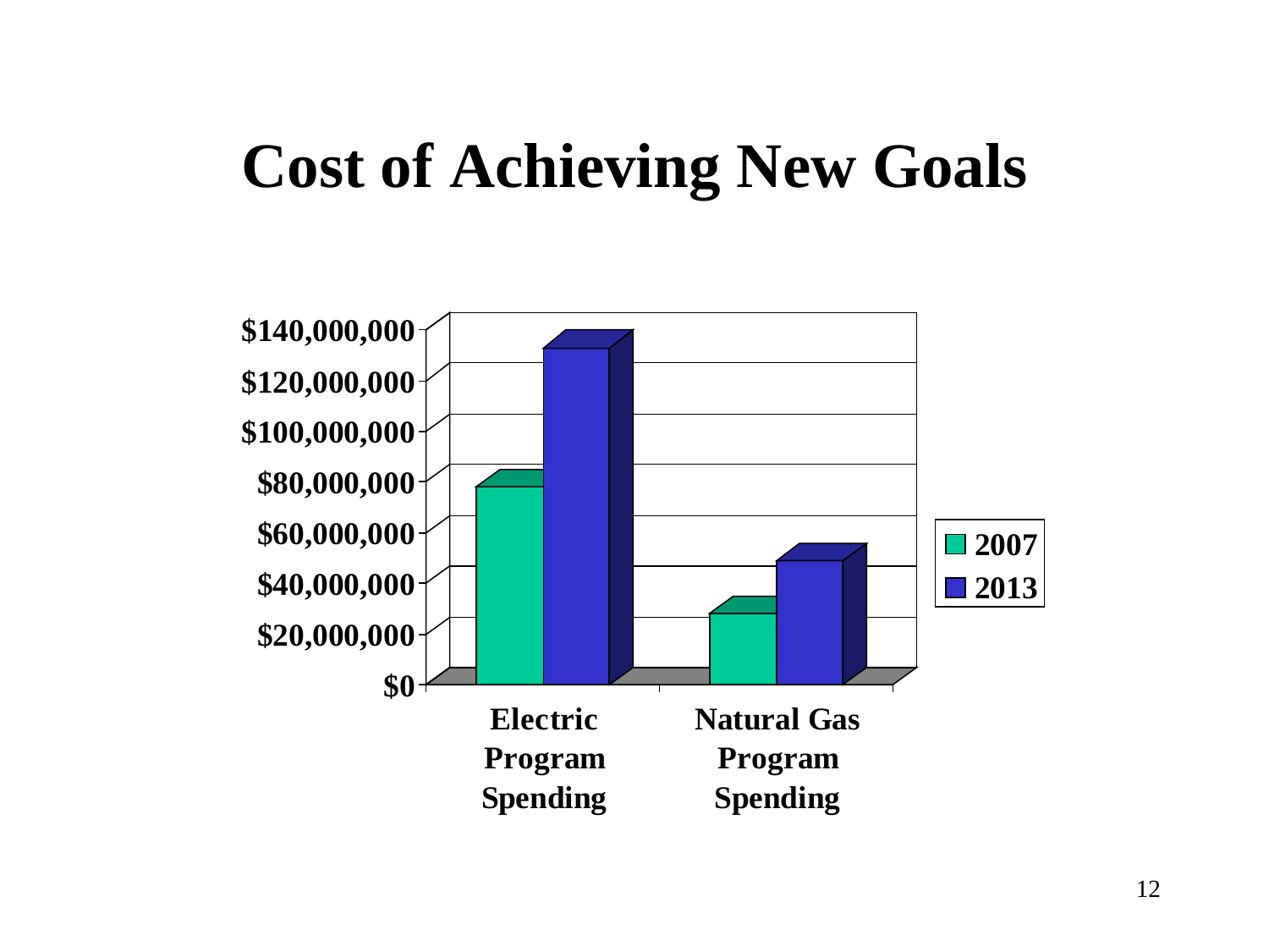# Cost of Achieving New Goals

| | 2007 | 2013 |
|---|---|---|
| Electric Program Spending | ~$77,000,000 | ~$131,000,000 |
| Natural Gas Program Spending | ~$27,000,000 | ~$47,000,000 |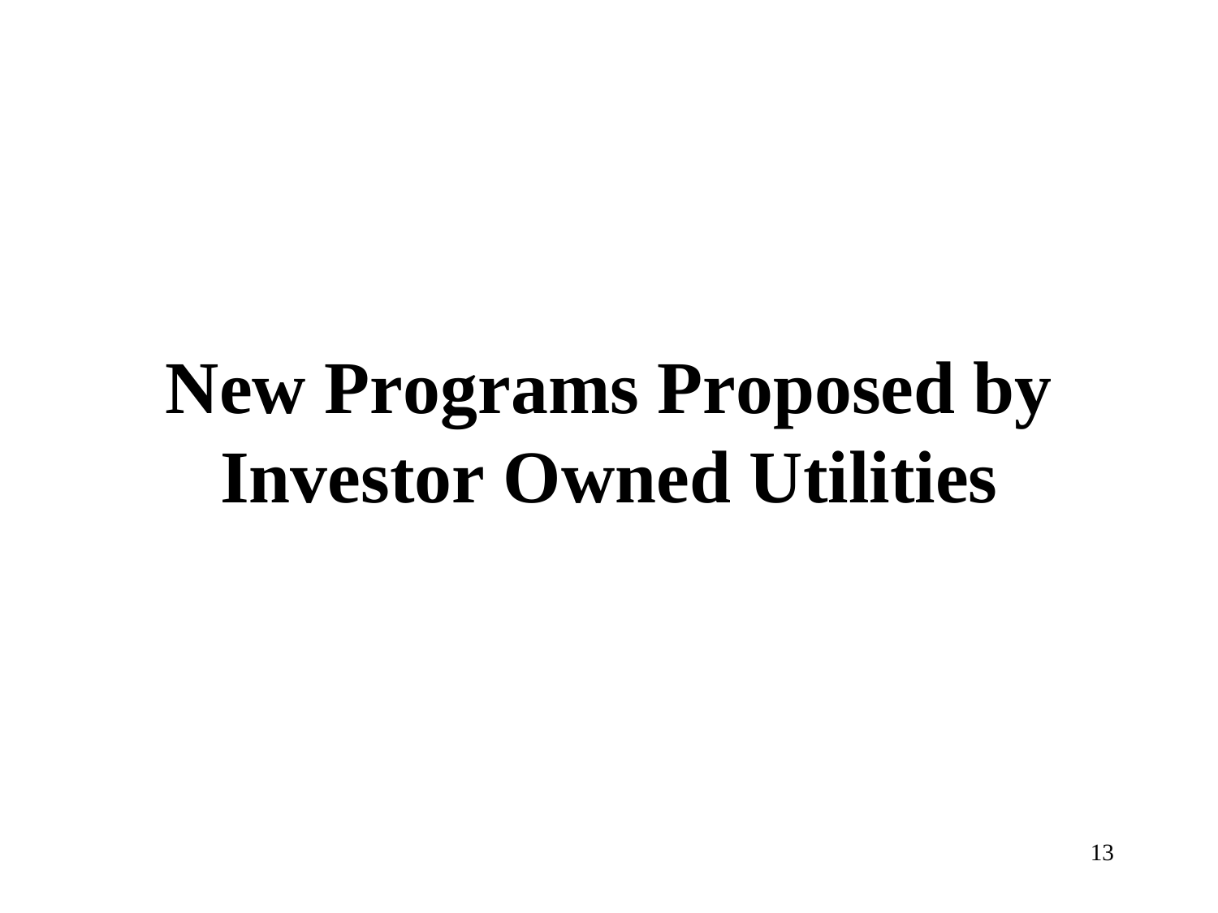# New Programs Proposed by Investor Owned Utilities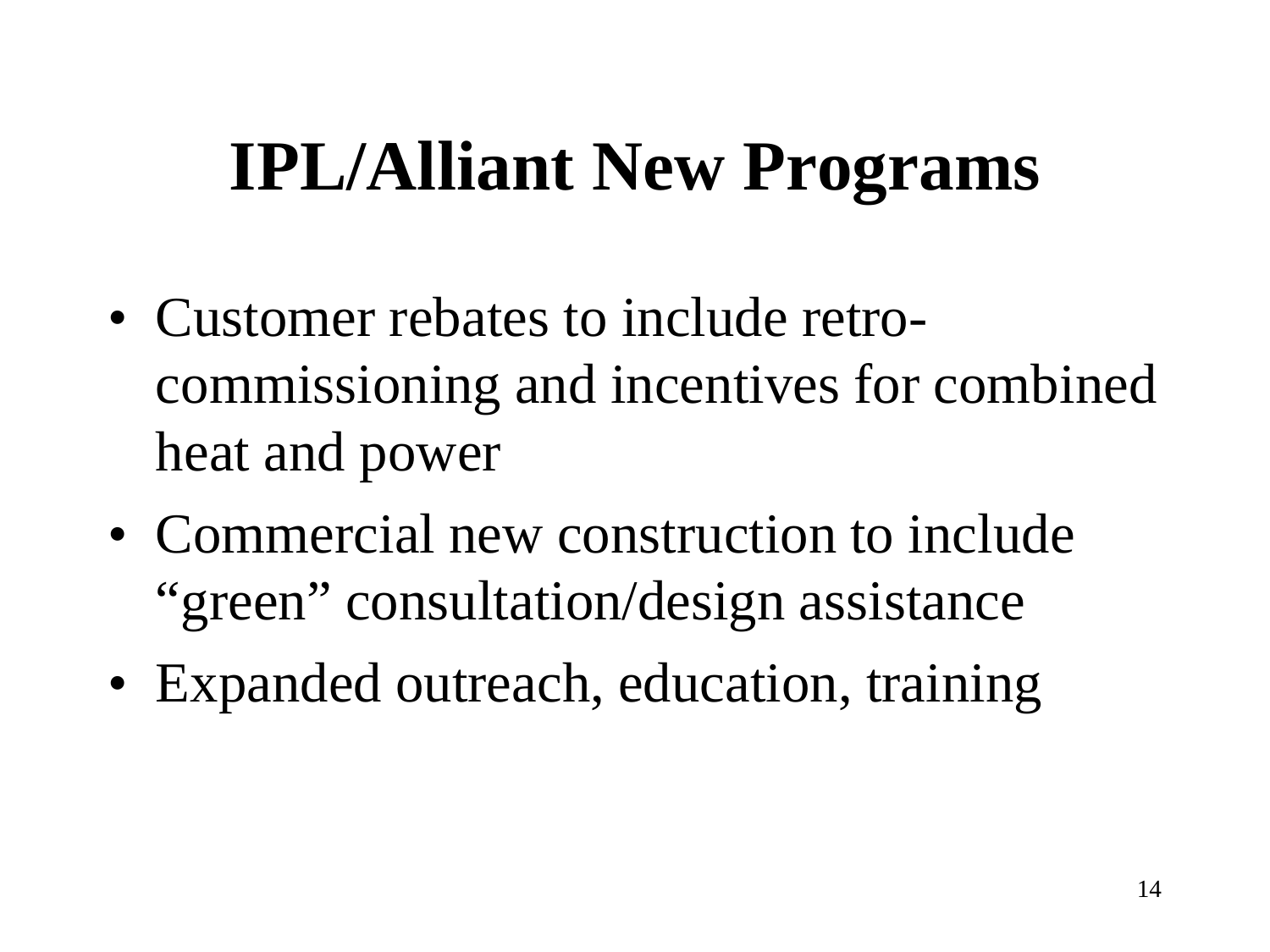# IPL/Alliant New Programs

- Customer rebates to include retro-commissioning and incentives for combined heat and power
- Commercial new construction to include "green" consultation/design assistance
- Expanded outreach, education, training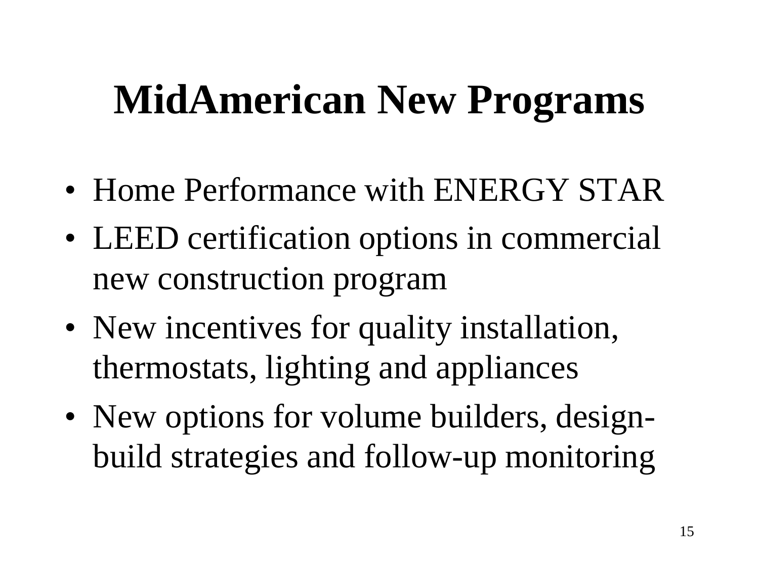# MidAmerican New Programs

- Home Performance with ENERGY STAR
- LEED certification options in commercial new construction program
- New incentives for quality installation, thermostats, lighting and appliances
- New options for volume builders, design-build strategies and follow-up monitoring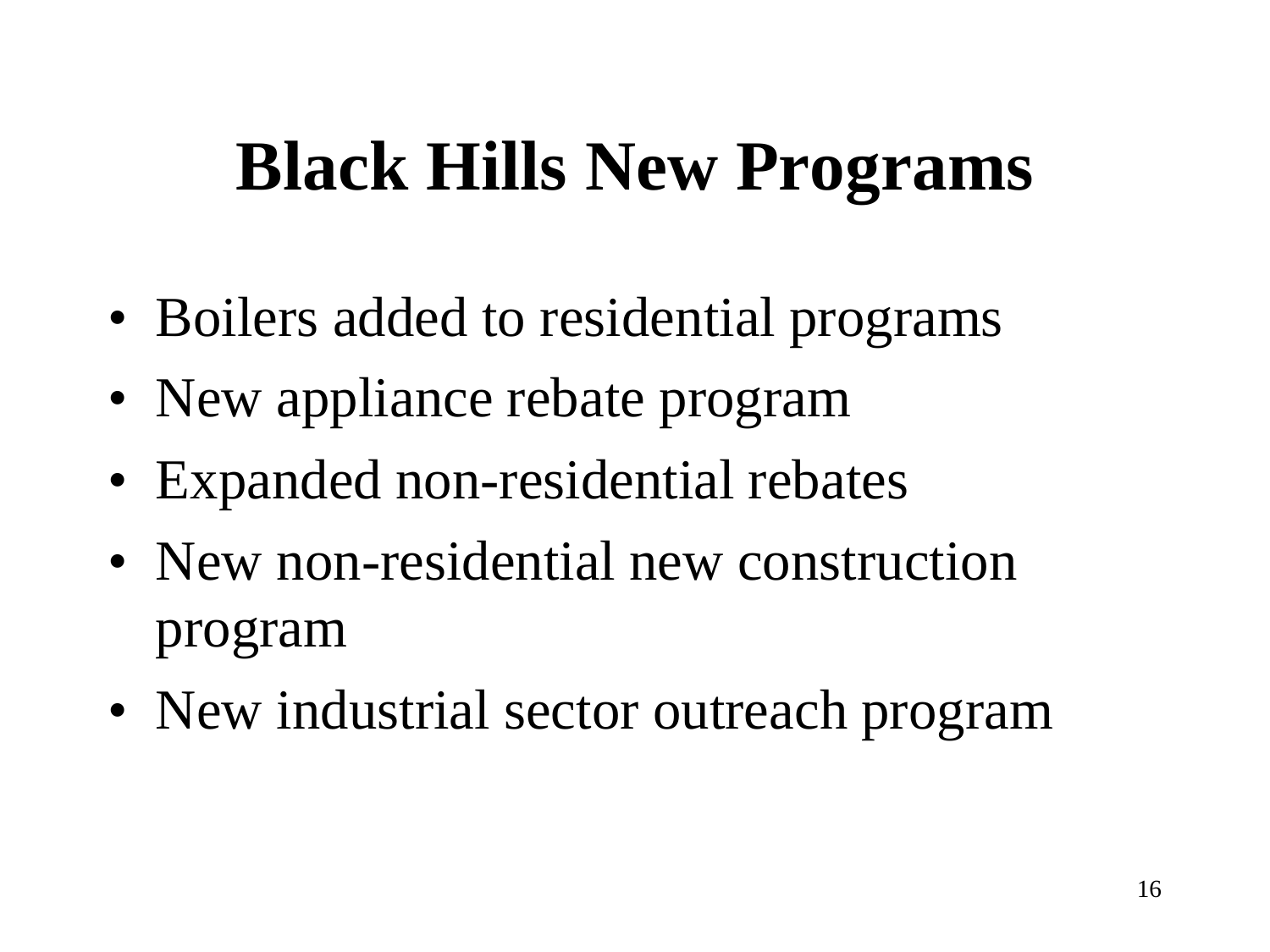# Black Hills New Programs

- Boilers added to residential programs
- New appliance rebate program
- Expanded non-residential rebates
- New non-residential new construction program
- New industrial sector outreach program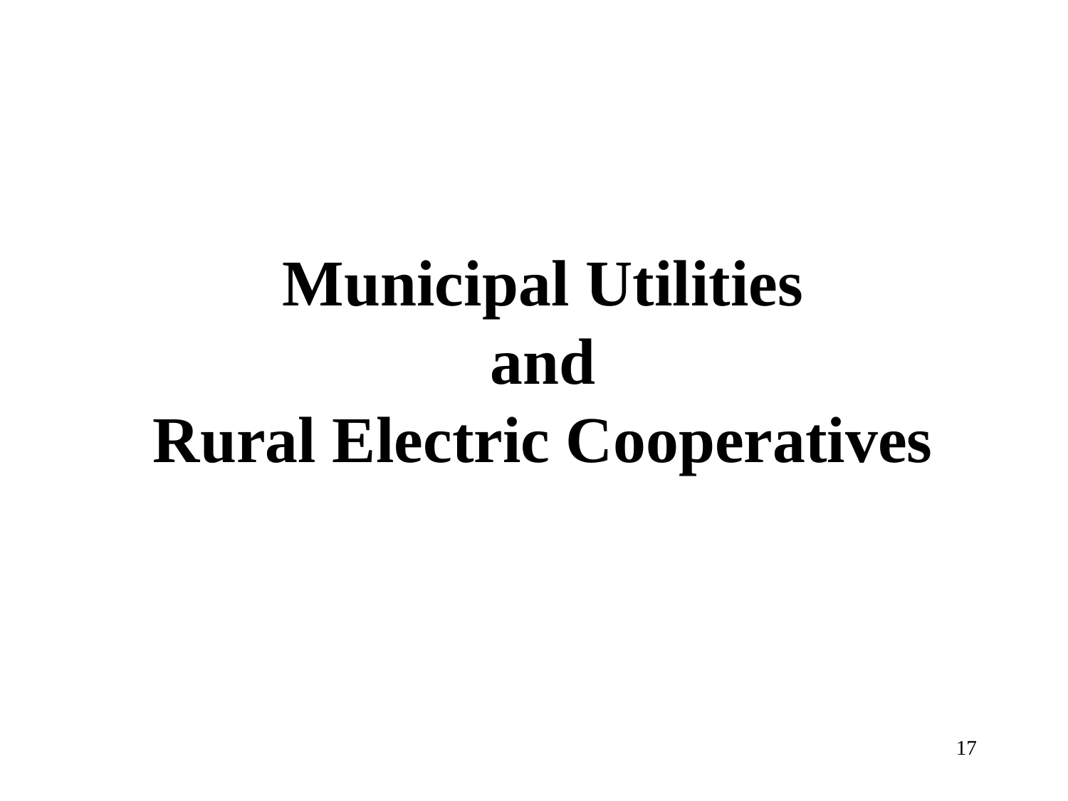# Municipal Utilities and Rural Electric Cooperatives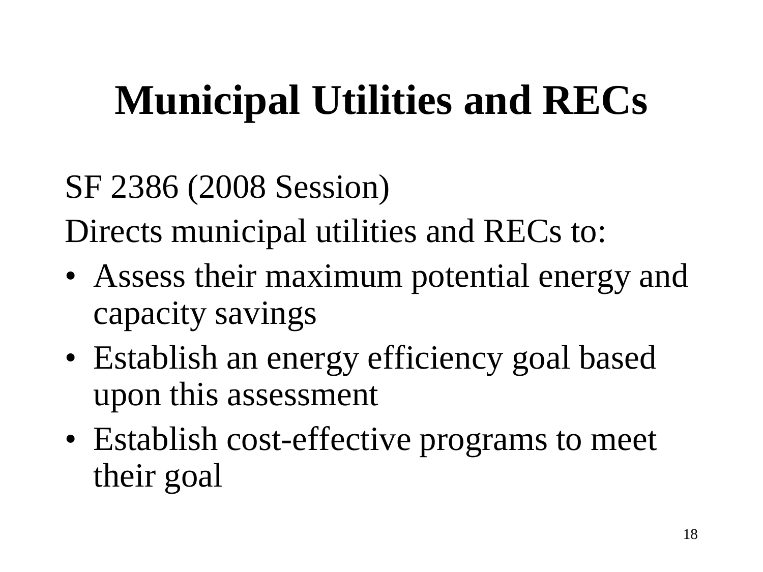# Municipal Utilities and RECs

SF 2386 (2008 Session)

Directs municipal utilities and RECs to:

- Assess their maximum potential energy and capacity savings
- Establish an energy efficiency goal based upon this assessment
- Establish cost-effective programs to meet their goal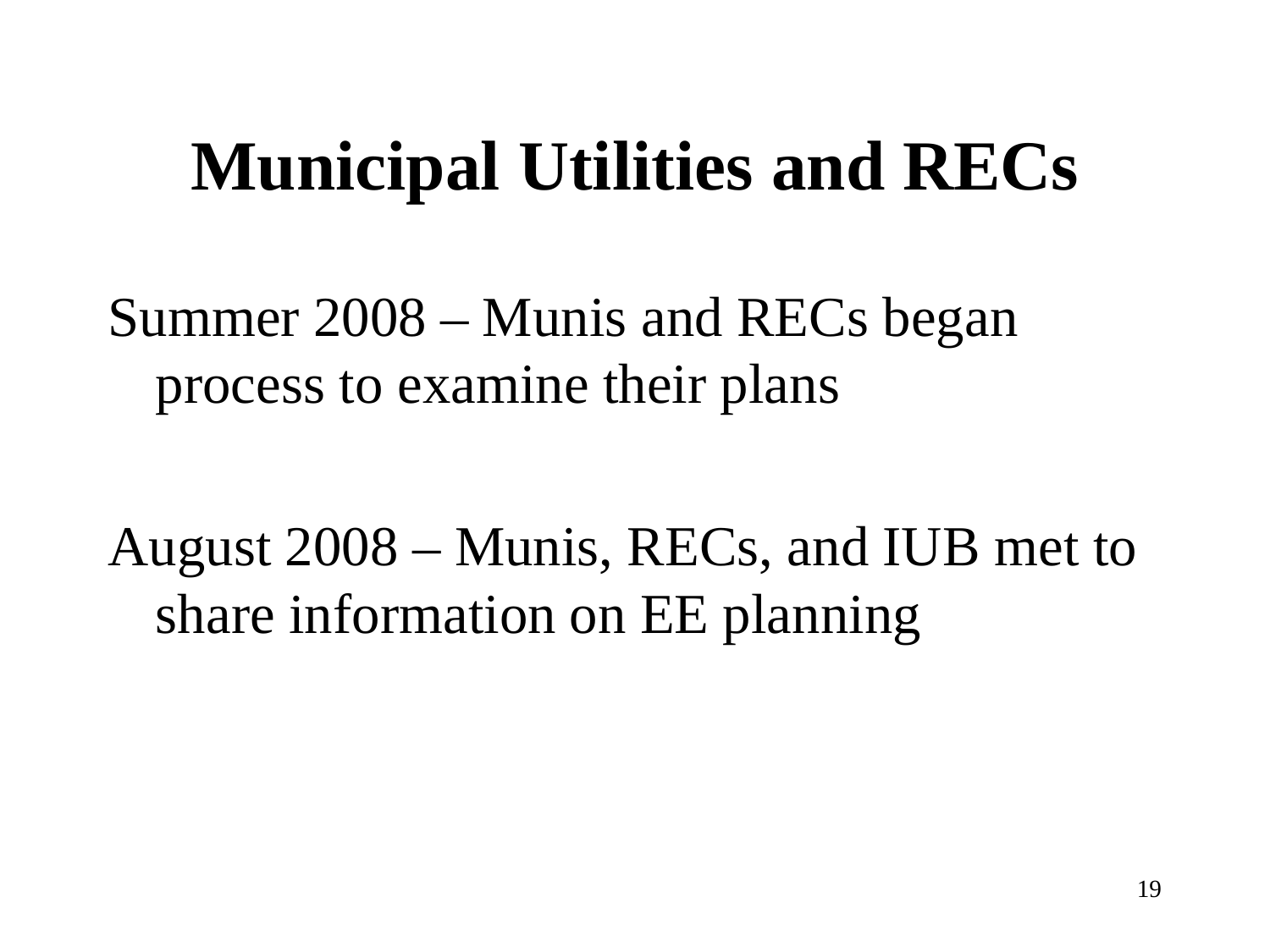# Municipal Utilities and RECs

Summer 2008 – Munis and RECs began process to examine their plans

August 2008 – Munis, RECs, and IUB met to share information on EE planning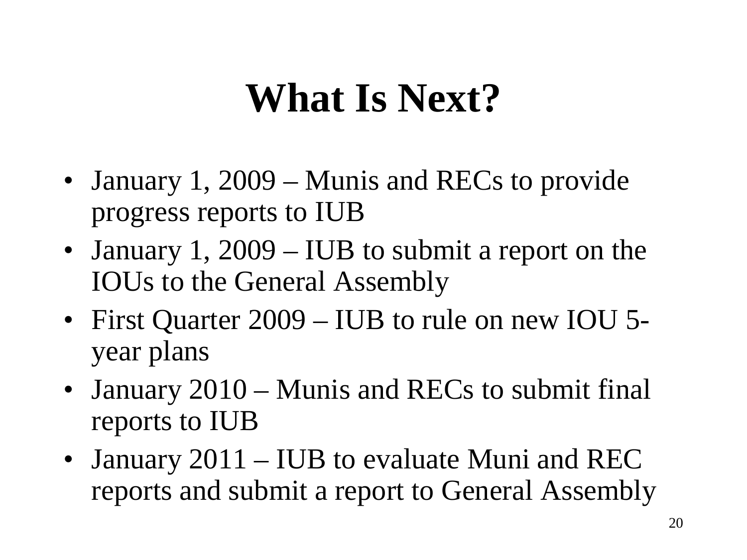# What Is Next?

- January 1, 2009 – Munis and RECs to provide progress reports to IUB
- January 1, 2009 – IUB to submit a report on the IOUs to the General Assembly
- First Quarter 2009 – IUB to rule on new IOU 5-year plans
- January 2010 – Munis and RECs to submit final reports to IUB
- January 2011 – IUB to evaluate Muni and REC reports and submit a report to General Assembly